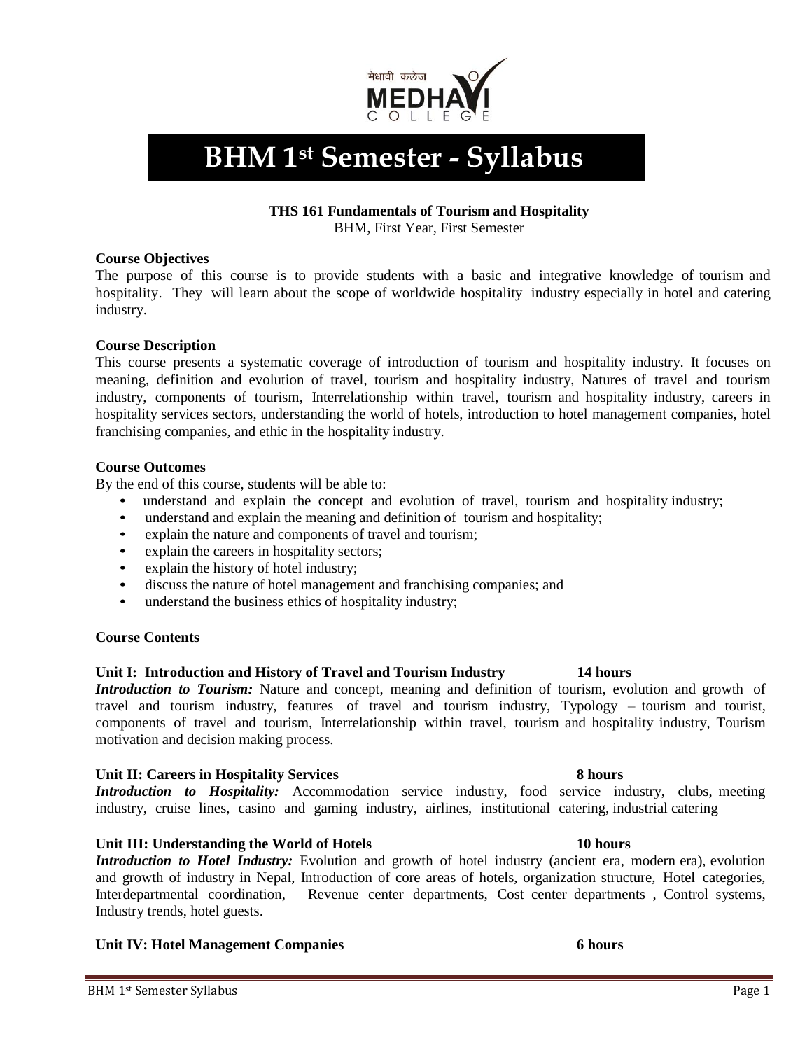मेधावी कलेज
MEDHAVI
COLLEGE

# BHM 1st Semester - Syllabus

**THS 161 Fundamentals of Tourism and Hospitality**
BHM, First Year, First Semester

**Course Objectives**

The purpose of this course is to provide students with a basic and integrative knowledge of tourism and hospitality. They will learn about the scope of worldwide hospitality industry especially in hotel and catering industry.

**Course Description**

This course presents a systematic coverage of introduction of tourism and hospitality industry. It focuses on meaning, definition and evolution of travel, tourism and hospitality industry, Natures of travel and tourism industry, components of tourism, Interrelationship within travel, tourism and hospitality industry, careers in hospitality services sectors, understanding the world of hotels, introduction to hotel management companies, hotel franchising companies, and ethic in the hospitality industry.

**Course Outcomes**

By the end of this course, students will be able to:

- understand and explain the concept and evolution of travel, tourism and hospitality industry;
- understand and explain the meaning and definition of tourism and hospitality;
- explain the nature and components of travel and tourism;
- explain the careers in hospitality sectors;
- explain the history of hotel industry;
- discuss the nature of hotel management and franchising companies; and
- understand the business ethics of hospitality industry;

**Course Contents**

**Unit I: Introduction and History of Travel and Tourism Industry 14 hours**

***Introduction to Tourism:*** Nature and concept, meaning and definition of tourism, evolution and growth of travel and tourism industry, features of travel and tourism industry, Typology – tourism and tourist, components of travel and tourism, Interrelationship within travel, tourism and hospitality industry, Tourism motivation and decision making process.

**Unit II: Careers in Hospitality Services 8 hours**

***Introduction to Hospitality:*** Accommodation service industry, food service industry, clubs, meeting industry, cruise lines, casino and gaming industry, airlines, institutional catering, industrial catering

**Unit III: Understanding the World of Hotels 10 hours**

***Introduction to Hotel Industry:*** Evolution and growth of hotel industry (ancient era, modern era), evolution and growth of industry in Nepal, Introduction of core areas of hotels, organization structure, Hotel categories, Interdepartmental coordination, Revenue center departments, Cost center departments , Control systems, Industry trends, hotel guests.

**Unit IV: Hotel Management Companies 6 hours**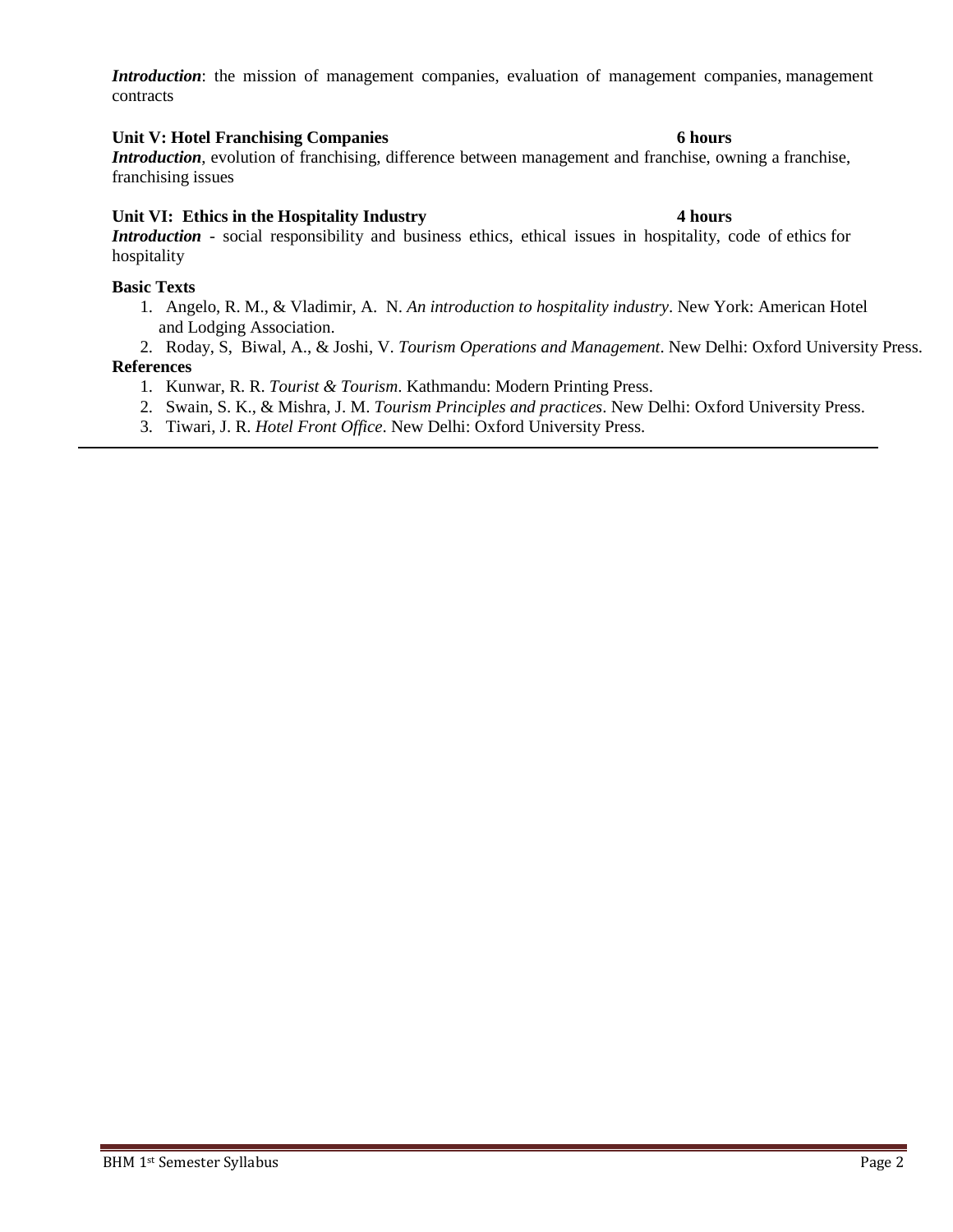***Introduction***: the mission of management companies, evaluation of management companies, management contracts

**Unit V: Hotel Franchising Companies 6 hours**

***Introduction***, evolution of franchising, difference between management and franchise, owning a franchise, franchising issues

**Unit VI: Ethics in the Hospitality Industry 4 hours**

***Introduction*** - social responsibility and business ethics, ethical issues in hospitality, code of ethics for hospitality

**Basic Texts**

1. Angelo, R. M., & Vladimir, A. N. *An introduction to hospitality industry*. New York: American Hotel and Lodging Association.
2. Roday, S, Biwal, A., & Joshi, V. *Tourism Operations and Management*. New Delhi: Oxford University Press.

**References**

1. Kunwar, R. R. *Tourist & Tourism*. Kathmandu: Modern Printing Press.
2. Swain, S. K., & Mishra, J. M. *Tourism Principles and practices*. New Delhi: Oxford University Press.
3. Tiwari, J. R. *Hotel Front Office*. New Delhi: Oxford University Press.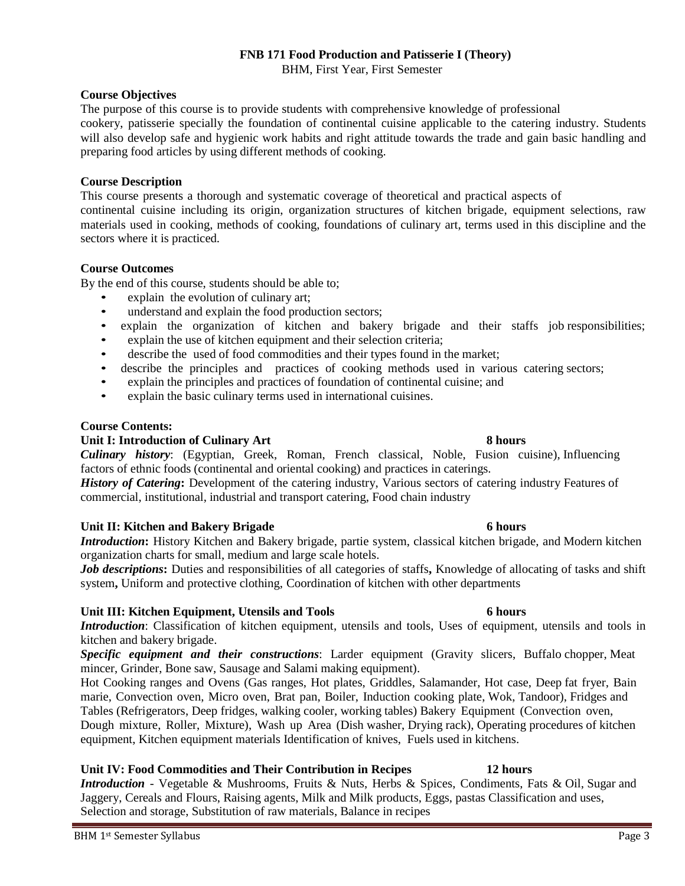# FNB 171 Food Production and Patisserie I (Theory)

BHM, First Year, First Semester

**Course Objectives**

The purpose of this course is to provide students with comprehensive knowledge of professional cookery, patisserie specially the foundation of continental cuisine applicable to the catering industry. Students will also develop safe and hygienic work habits and right attitude towards the trade and gain basic handling and preparing food articles by using different methods of cooking.

**Course Description**

This course presents a thorough and systematic coverage of theoretical and practical aspects of continental cuisine including its origin, organization structures of kitchen brigade, equipment selections, raw materials used in cooking, methods of cooking, foundations of culinary art, terms used in this discipline and the sectors where it is practiced.

**Course Outcomes**

By the end of this course, students should be able to;

- explain the evolution of culinary art;
- understand and explain the food production sectors;
- explain the organization of kitchen and bakery brigade and their staffs job responsibilities;
- explain the use of kitchen equipment and their selection criteria;
- describe the used of food commodities and their types found in the market;
- describe the principles and practices of cooking methods used in various catering sectors;
- explain the principles and practices of foundation of continental cuisine; and
- explain the basic culinary terms used in international cuisines.

**Course Contents:**

**Unit I: Introduction of Culinary Art** **8 hours**

***Culinary history***: (Egyptian, Greek, Roman, French classical, Noble, Fusion cuisine), Influencing factors of ethnic foods (continental and oriental cooking) and practices in caterings.

***History of Catering*****:** Development of the catering industry, Various sectors of catering industry Features of commercial, institutional, industrial and transport catering, Food chain industry

**Unit II: Kitchen and Bakery Brigade** **6 hours**

***Introduction*****:** History Kitchen and Bakery brigade, partie system, classical kitchen brigade, and Modern kitchen organization charts for small, medium and large scale hotels.

***Job descriptions*****:** Duties and responsibilities of all categories of staffs**,** Knowledge of allocating of tasks and shift system**,** Uniform and protective clothing, Coordination of kitchen with other departments

**Unit III: Kitchen Equipment, Utensils and Tools** **6 hours**

***Introduction***: Classification of kitchen equipment, utensils and tools, Uses of equipment, utensils and tools in kitchen and bakery brigade.

***Specific equipment and their constructions***: Larder equipment (Gravity slicers, Buffalo chopper, Meat mincer, Grinder, Bone saw, Sausage and Salami making equipment).

Hot Cooking ranges and Ovens (Gas ranges, Hot plates, Griddles, Salamander, Hot case, Deep fat fryer, Bain marie, Convection oven, Micro oven, Brat pan, Boiler, Induction cooking plate, Wok, Tandoor), Fridges and Tables (Refrigerators, Deep fridges, walking cooler, working tables) Bakery Equipment (Convection oven, Dough mixture, Roller, Mixture), Wash up Area (Dish washer, Drying rack), Operating procedures of kitchen equipment, Kitchen equipment materials Identification of knives, Fuels used in kitchens.

**Unit IV: Food Commodities and Their Contribution in Recipes** **12 hours**

***Introduction*** - Vegetable & Mushrooms, Fruits & Nuts, Herbs & Spices, Condiments, Fats & Oil, Sugar and Jaggery, Cereals and Flours, Raising agents, Milk and Milk products, Eggs, pastas Classification and uses, Selection and storage, Substitution of raw materials, Balance in recipes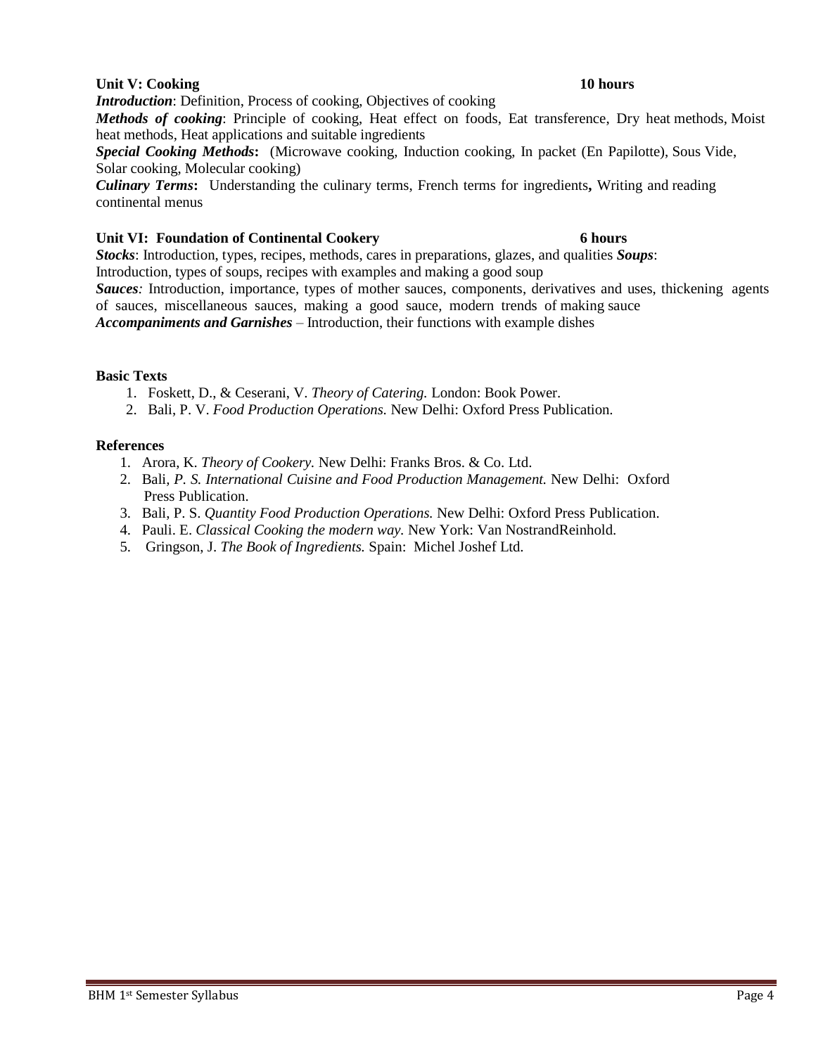**Unit V: Cooking 10 hours**

***Introduction***: Definition, Process of cooking, Objectives of cooking

***Methods of cooking***: Principle of cooking, Heat effect on foods, Eat transference, Dry heat methods, Moist heat methods, Heat applications and suitable ingredients

***Special Cooking Methods*:** (Microwave cooking, Induction cooking, In packet (En Papilotte), Sous Vide, Solar cooking, Molecular cooking)

***Culinary Terms*:** Understanding the culinary terms, French terms for ingredients**,** Writing and reading continental menus

**Unit VI: Foundation of Continental Cookery 6 hours**

***Stocks***: Introduction, types, recipes, methods, cares in preparations, glazes, and qualities ***Soups***: Introduction, types of soups, recipes with examples and making a good soup

***Sauces****:* Introduction, importance, types of mother sauces, components, derivatives and uses, thickening agents of sauces, miscellaneous sauces, making a good sauce, modern trends of making sauce

***Accompaniments and Garnishes*** – Introduction, their functions with example dishes

**Basic Texts**

1. Foskett, D., & Ceserani, V. *Theory of Catering.* London: Book Power.
2. Bali, P. V. *Food Production Operations.* New Delhi: Oxford Press Publication.

**References**

1. Arora, K. *Theory of Cookery.* New Delhi: Franks Bros. & Co. Ltd.
2. Bali*, P. S. International Cuisine and Food Production Management.* New Delhi: Oxford Press Publication.
3. Bali, P. S. *Quantity Food Production Operations.* New Delhi: Oxford Press Publication.
4. Pauli. E. *Classical Cooking the modern way.* New York: Van NostrandReinhold.
5. Gringson, J. *The Book of Ingredients.* Spain: Michel Joshef Ltd.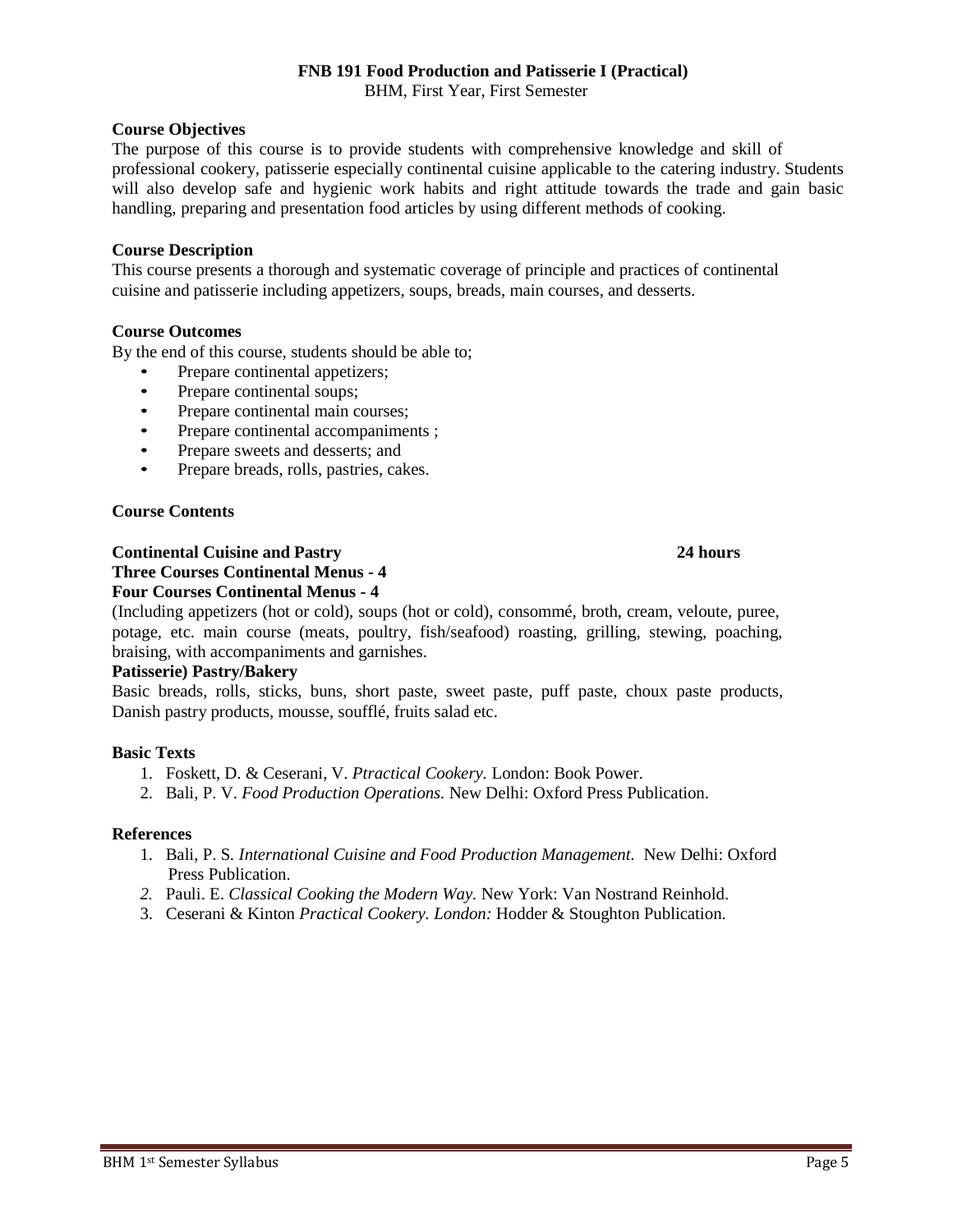## FNB 191 Food Production and Patisserie I (Practical)

BHM, First Year, First Semester

**Course Objectives**

The purpose of this course is to provide students with comprehensive knowledge and skill of professional cookery, patisserie especially continental cuisine applicable to the catering industry. Students will also develop safe and hygienic work habits and right attitude towards the trade and gain basic handling, preparing and presentation food articles by using different methods of cooking.

**Course Description**

This course presents a thorough and systematic coverage of principle and practices of continental cuisine and patisserie including appetizers, soups, breads, main courses, and desserts.

**Course Outcomes**

By the end of this course, students should be able to;

- Prepare continental appetizers;
- Prepare continental soups;
- Prepare continental main courses;
- Prepare continental accompaniments ;
- Prepare sweets and desserts; and
- Prepare breads, rolls, pastries, cakes.

**Course Contents**

**Continental Cuisine and Pastry** **24 hours**

**Three Courses Continental Menus - 4**

**Four Courses Continental Menus - 4**

(Including appetizers (hot or cold), soups (hot or cold), consommé, broth, cream, veloute, puree, potage, etc. main course (meats, poultry, fish/seafood) roasting, grilling, stewing, poaching, braising, with accompaniments and garnishes.

**Patisserie) Pastry/Bakery**

Basic breads, rolls, sticks, buns, short paste, sweet paste, puff paste, choux paste products, Danish pastry products, mousse, soufflé, fruits salad etc.

**Basic Texts**

1. Foskett, D. & Ceserani, V. *Ptractical Cookery.* London: Book Power.
2. Bali, P. V. *Food Production Operations.* New Delhi: Oxford Press Publication.

**References**

1. Bali, P. S. *International Cuisine and Food Production Management.* New Delhi: Oxford Press Publication.
2. Pauli. E. *Classical Cooking the Modern Way.* New York: Van Nostrand Reinhold.
3. Ceserani & Kinton *Practical Cookery. London:* Hodder & Stoughton Publication.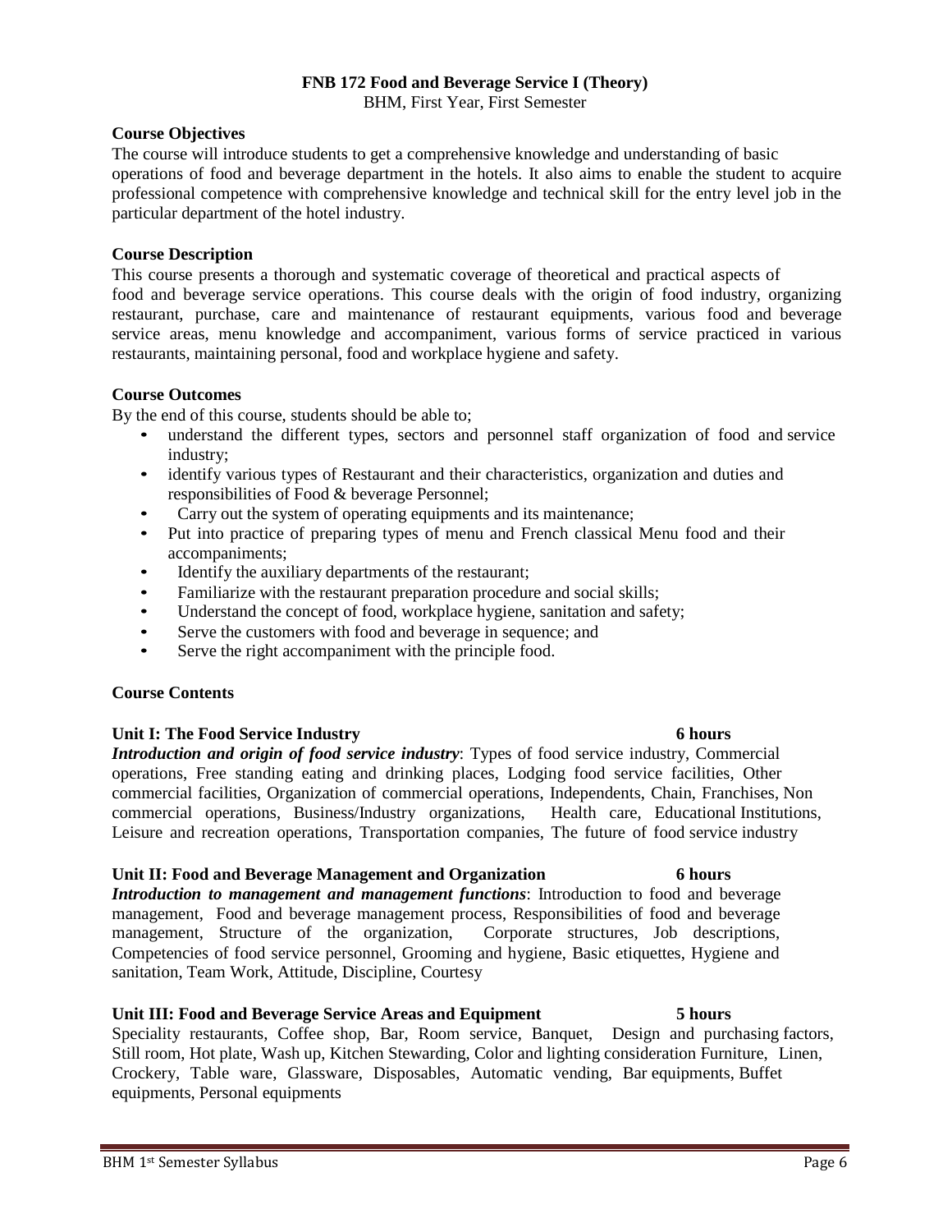## FNB 172 Food and Beverage Service I (Theory)

BHM, First Year, First Semester

### Course Objectives

The course will introduce students to get a comprehensive knowledge and understanding of basic operations of food and beverage department in the hotels. It also aims to enable the student to acquire professional competence with comprehensive knowledge and technical skill for the entry level job in the particular department of the hotel industry.

### Course Description

This course presents a thorough and systematic coverage of theoretical and practical aspects of food and beverage service operations. This course deals with the origin of food industry, organizing restaurant, purchase, care and maintenance of restaurant equipments, various food and beverage service areas, menu knowledge and accompaniment, various forms of service practiced in various restaurants, maintaining personal, food and workplace hygiene and safety.

### Course Outcomes

By the end of this course, students should be able to;

- understand the different types, sectors and personnel staff organization of food and service industry;
- identify various types of Restaurant and their characteristics, organization and duties and responsibilities of Food & beverage Personnel;
- Carry out the system of operating equipments and its maintenance;
- Put into practice of preparing types of menu and French classical Menu food and their accompaniments;
- Identify the auxiliary departments of the restaurant;
- Familiarize with the restaurant preparation procedure and social skills;
- Understand the concept of food, workplace hygiene, sanitation and safety;
- Serve the customers with food and beverage in sequence; and
- Serve the right accompaniment with the principle food.

### Course Contents

**Unit I: The Food Service Industry** **6 hours**

***Introduction and origin of food service industry***: Types of food service industry, Commercial operations, Free standing eating and drinking places, Lodging food service facilities, Other commercial facilities, Organization of commercial operations, Independents, Chain, Franchises, Non commercial operations, Business/Industry organizations, Health care, Educational Institutions, Leisure and recreation operations, Transportation companies, The future of food service industry

**Unit II: Food and Beverage Management and Organization** **6 hours**

***Introduction to management and management functions***: Introduction to food and beverage management, Food and beverage management process, Responsibilities of food and beverage management, Structure of the organization, Corporate structures, Job descriptions, Competencies of food service personnel, Grooming and hygiene, Basic etiquettes, Hygiene and sanitation, Team Work, Attitude, Discipline, Courtesy

**Unit III: Food and Beverage Service Areas and Equipment** **5 hours**

Speciality restaurants, Coffee shop, Bar, Room service, Banquet, Design and purchasing factors, Still room, Hot plate, Wash up, Kitchen Stewarding, Color and lighting consideration Furniture, Linen, Crockery, Table ware, Glassware, Disposables, Automatic vending, Bar equipments, Buffet equipments, Personal equipments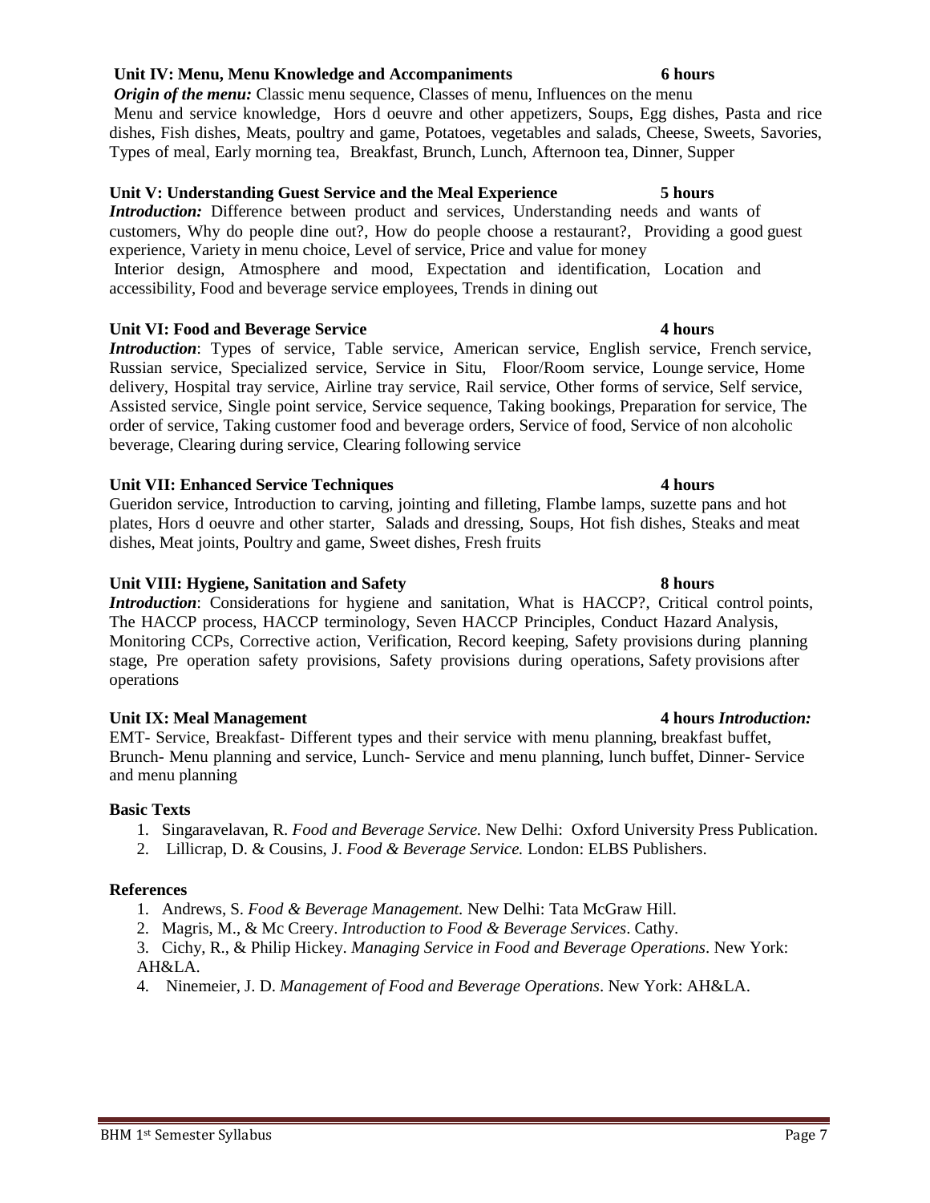### Unit IV: Menu, Menu Knowledge and Accompaniments 6 hours

***Origin of the menu:*** Classic menu sequence, Classes of menu, Influences on the menu

Menu and service knowledge, Hors d oeuvre and other appetizers, Soups, Egg dishes, Pasta and rice dishes, Fish dishes, Meats, poultry and game, Potatoes, vegetables and salads, Cheese, Sweets, Savories, Types of meal, Early morning tea, Breakfast, Brunch, Lunch, Afternoon tea, Dinner, Supper

### Unit V: Understanding Guest Service and the Meal Experience 5 hours

***Introduction:*** Difference between product and services, Understanding needs and wants of customers, Why do people dine out?, How do people choose a restaurant?, Providing a good guest experience, Variety in menu choice, Level of service, Price and value for money

Interior design, Atmosphere and mood, Expectation and identification, Location and accessibility, Food and beverage service employees, Trends in dining out

### Unit VI: Food and Beverage Service 4 hours

***Introduction***: Types of service, Table service, American service, English service, French service, Russian service, Specialized service, Service in Situ, Floor/Room service, Lounge service, Home delivery, Hospital tray service, Airline tray service, Rail service, Other forms of service, Self service, Assisted service, Single point service, Service sequence, Taking bookings, Preparation for service, The order of service, Taking customer food and beverage orders, Service of food, Service of non alcoholic beverage, Clearing during service, Clearing following service

### Unit VII: Enhanced Service Techniques 4 hours

Gueridon service, Introduction to carving, jointing and filleting, Flambe lamps, suzette pans and hot plates, Hors d oeuvre and other starter, Salads and dressing, Soups, Hot fish dishes, Steaks and meat dishes, Meat joints, Poultry and game, Sweet dishes, Fresh fruits

### Unit VIII: Hygiene, Sanitation and Safety 8 hours

***Introduction***: Considerations for hygiene and sanitation, What is HACCP?, Critical control points, The HACCP process, HACCP terminology, Seven HACCP Principles, Conduct Hazard Analysis, Monitoring CCPs, Corrective action, Verification, Record keeping, Safety provisions during planning stage, Pre operation safety provisions, Safety provisions during operations, Safety provisions after operations

### Unit IX: Meal Management 4 hours *Introduction:*

EMT- Service, Breakfast- Different types and their service with menu planning, breakfast buffet, Brunch- Menu planning and service, Lunch- Service and menu planning, lunch buffet, Dinner- Service and menu planning

**Basic Texts**

1. Singaravelavan, R. *Food and Beverage Service.* New Delhi: Oxford University Press Publication.
2. Lillicrap, D. & Cousins, J. *Food & Beverage Service.* London: ELBS Publishers.

**References**

1. Andrews, S. *Food & Beverage Management.* New Delhi: Tata McGraw Hill.
2. Magris, M., & Mc Creery. *Introduction to Food & Beverage Services*. Cathy.
3. Cichy, R., & Philip Hickey. *Managing Service in Food and Beverage Operations*. New York: AH&LA.
4. Ninemeier, J. D. *Management of Food and Beverage Operations*. New York: AH&LA.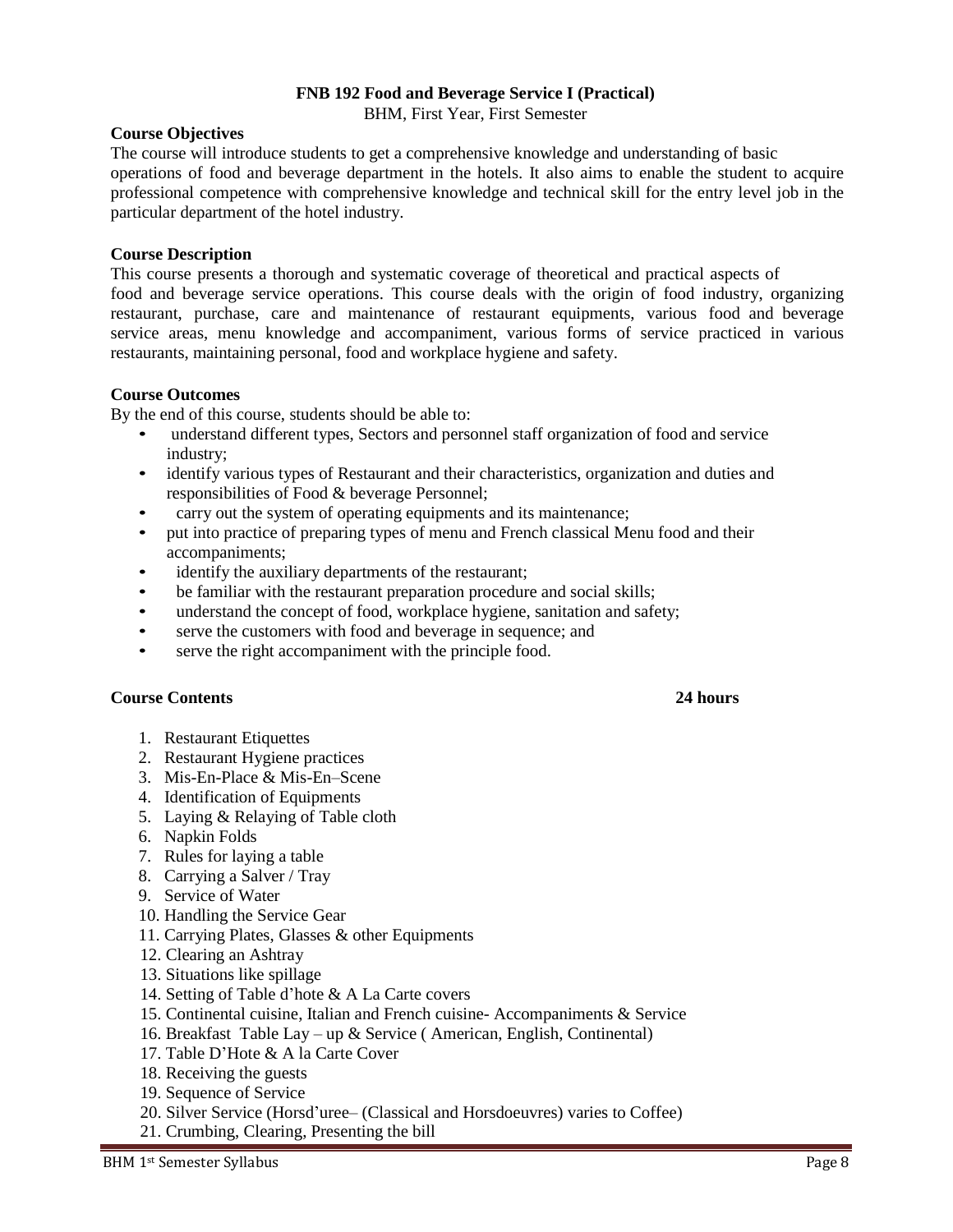## FNB 192 Food and Beverage Service I (Practical)

BHM, First Year, First Semester

### Course Objectives

The course will introduce students to get a comprehensive knowledge and understanding of basic operations of food and beverage department in the hotels. It also aims to enable the student to acquire professional competence with comprehensive knowledge and technical skill for the entry level job in the particular department of the hotel industry.

### Course Description

This course presents a thorough and systematic coverage of theoretical and practical aspects of food and beverage service operations. This course deals with the origin of food industry, organizing restaurant, purchase, care and maintenance of restaurant equipments, various food and beverage service areas, menu knowledge and accompaniment, various forms of service practiced in various restaurants, maintaining personal, food and workplace hygiene and safety.

### Course Outcomes

By the end of this course, students should be able to:

- understand different types, Sectors and personnel staff organization of food and service industry;
- identify various types of Restaurant and their characteristics, organization and duties and responsibilities of Food & beverage Personnel;
- carry out the system of operating equipments and its maintenance;
- put into practice of preparing types of menu and French classical Menu food and their accompaniments;
- identify the auxiliary departments of the restaurant;
- be familiar with the restaurant preparation procedure and social skills;
- understand the concept of food, workplace hygiene, sanitation and safety;
- serve the customers with food and beverage in sequence; and
- serve the right accompaniment with the principle food.

### Course Contents — 24 hours

1. Restaurant Etiquettes
2. Restaurant Hygiene practices
3. Mis-En-Place & Mis-En–Scene
4. Identification of Equipments
5. Laying & Relaying of Table cloth
6. Napkin Folds
7. Rules for laying a table
8. Carrying a Salver / Tray
9. Service of Water
10. Handling the Service Gear
11. Carrying Plates, Glasses & other Equipments
12. Clearing an Ashtray
13. Situations like spillage
14. Setting of Table d'hote & A La Carte covers
15. Continental cuisine, Italian and French cuisine- Accompaniments & Service
16. Breakfast Table Lay – up & Service ( American, English, Continental)
17. Table D'Hote & A la Carte Cover
18. Receiving the guests
19. Sequence of Service
20. Silver Service (Horsd'uree– (Classical and Horsdoeuvres) varies to Coffee)
21. Crumbing, Clearing, Presenting the bill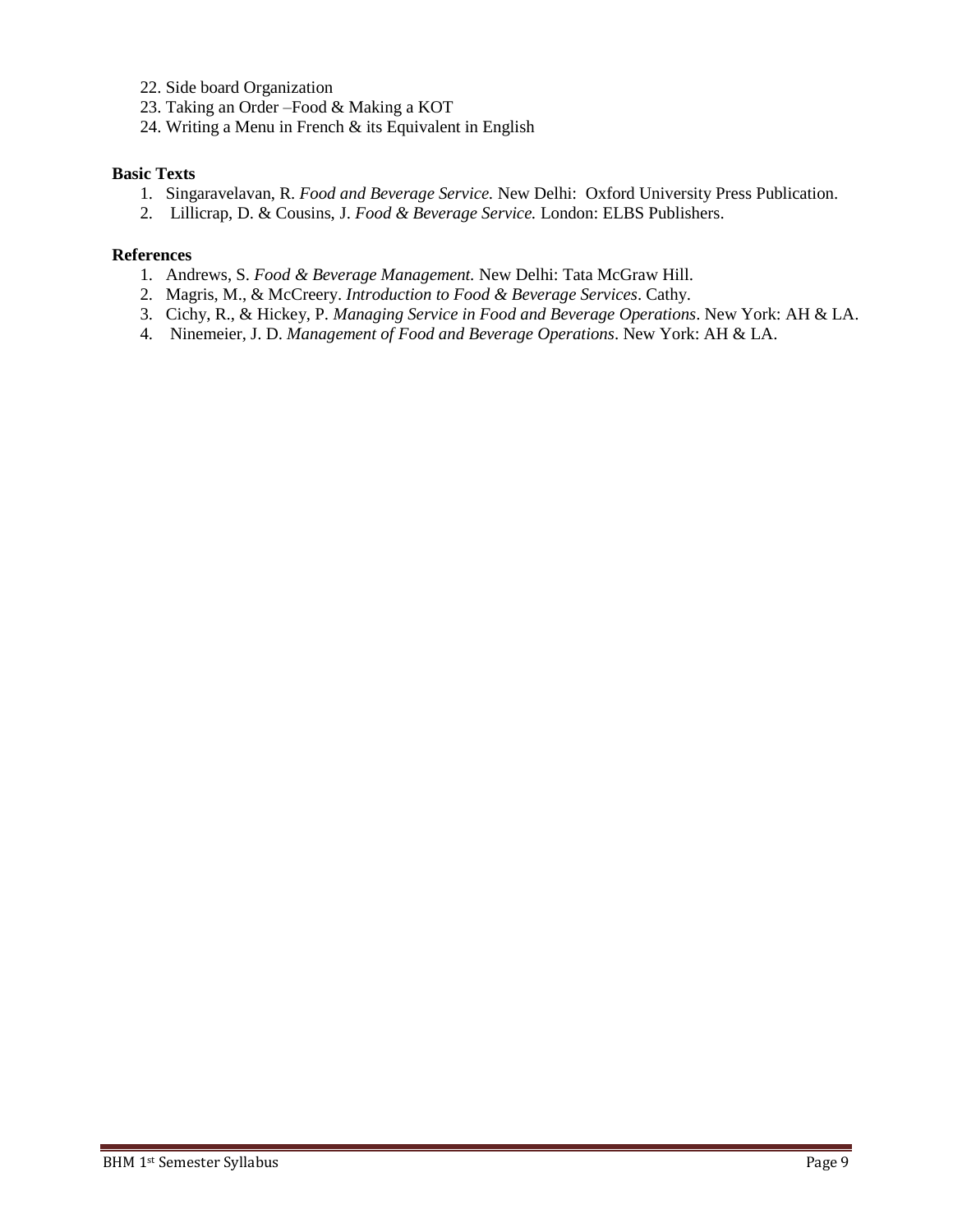22. Side board Organization
23. Taking an Order –Food & Making a KOT
24. Writing a Menu in French & its Equivalent in English

**Basic Texts**

1. Singaravelavan, R. *Food and Beverage Service.* New Delhi: Oxford University Press Publication.
2. Lillicrap, D. & Cousins, J. *Food & Beverage Service.* London: ELBS Publishers.

**References**

1. Andrews, S. *Food & Beverage Management.* New Delhi: Tata McGraw Hill.
2. Magris, M., & McCreery. *Introduction to Food & Beverage Services*. Cathy.
3. Cichy, R., & Hickey, P. *Managing Service in Food and Beverage Operations*. New York: AH & LA.
4. Ninemeier, J. D. *Management of Food and Beverage Operations*. New York: AH & LA.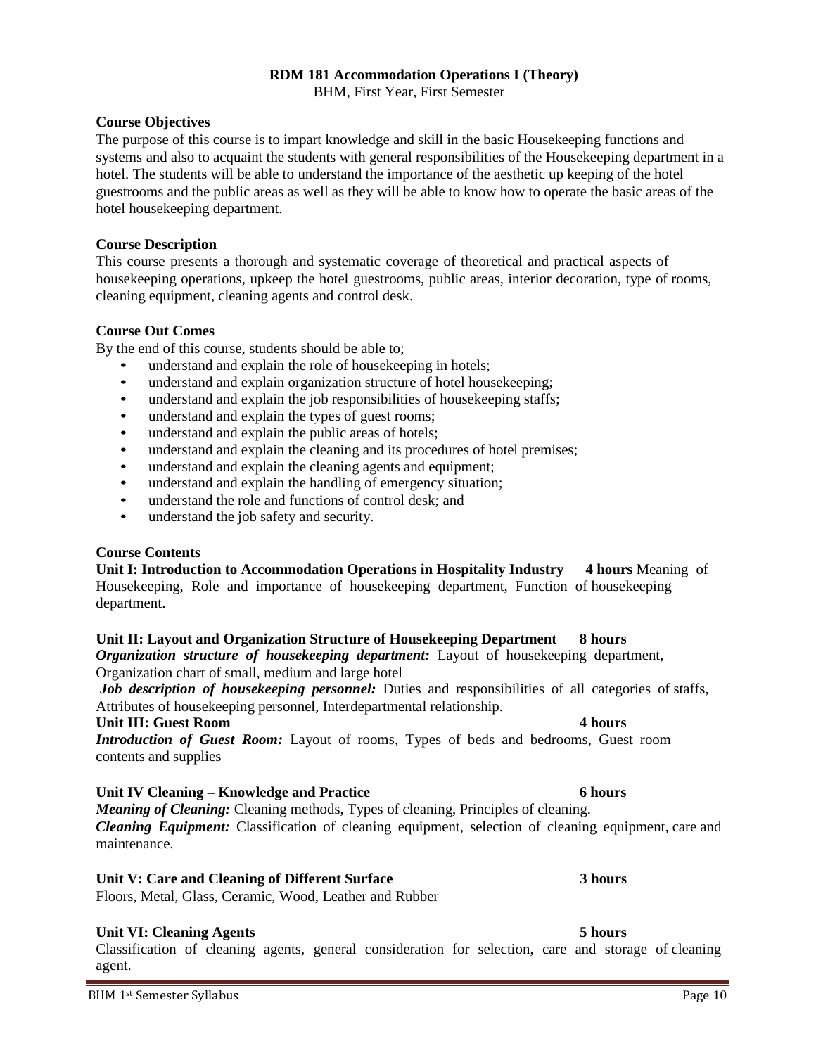**RDM 181 Accommodation Operations I (Theory)**
BHM, First Year, First Semester

**Course Objectives**

The purpose of this course is to impart knowledge and skill in the basic Housekeeping functions and systems and also to acquaint the students with general responsibilities of the Housekeeping department in a hotel. The students will be able to understand the importance of the aesthetic up keeping of the hotel guestrooms and the public areas as well as they will be able to know how to operate the basic areas of the hotel housekeeping department.

**Course Description**

This course presents a thorough and systematic coverage of theoretical and practical aspects of housekeeping operations, upkeep the hotel guestrooms, public areas, interior decoration, type of rooms, cleaning equipment, cleaning agents and control desk.

**Course Out Comes**

By the end of this course, students should be able to;

- understand and explain the role of housekeeping in hotels;
- understand and explain organization structure of hotel housekeeping;
- understand and explain the job responsibilities of housekeeping staffs;
- understand and explain the types of guest rooms;
- understand and explain the public areas of hotels;
- understand and explain the cleaning and its procedures of hotel premises;
- understand and explain the cleaning agents and equipment;
- understand and explain the handling of emergency situation;
- understand the role and functions of control desk; and
- understand the job safety and security.

**Course Contents**

**Unit I: Introduction to Accommodation Operations in Hospitality Industry 4 hours** Meaning of Housekeeping, Role and importance of housekeeping department, Function of housekeeping department.

**Unit II: Layout and Organization Structure of Housekeeping Department 8 hours**

***Organization structure of housekeeping department:*** Layout of housekeeping department, Organization chart of small, medium and large hotel

***Job description of housekeeping personnel:*** Duties and responsibilities of all categories of staffs, Attributes of housekeeping personnel, Interdepartmental relationship.

**Unit III: Guest Room 4 hours**

***Introduction of Guest Room:*** Layout of rooms, Types of beds and bedrooms, Guest room contents and supplies

**Unit IV Cleaning – Knowledge and Practice 6 hours**

***Meaning of Cleaning:*** Cleaning methods, Types of cleaning, Principles of cleaning.

***Cleaning Equipment:*** Classification of cleaning equipment, selection of cleaning equipment, care and maintenance.

**Unit V: Care and Cleaning of Different Surface 3 hours**

Floors, Metal, Glass, Ceramic, Wood, Leather and Rubber

**Unit VI: Cleaning Agents 5 hours**

Classification of cleaning agents, general consideration for selection, care and storage of cleaning agent.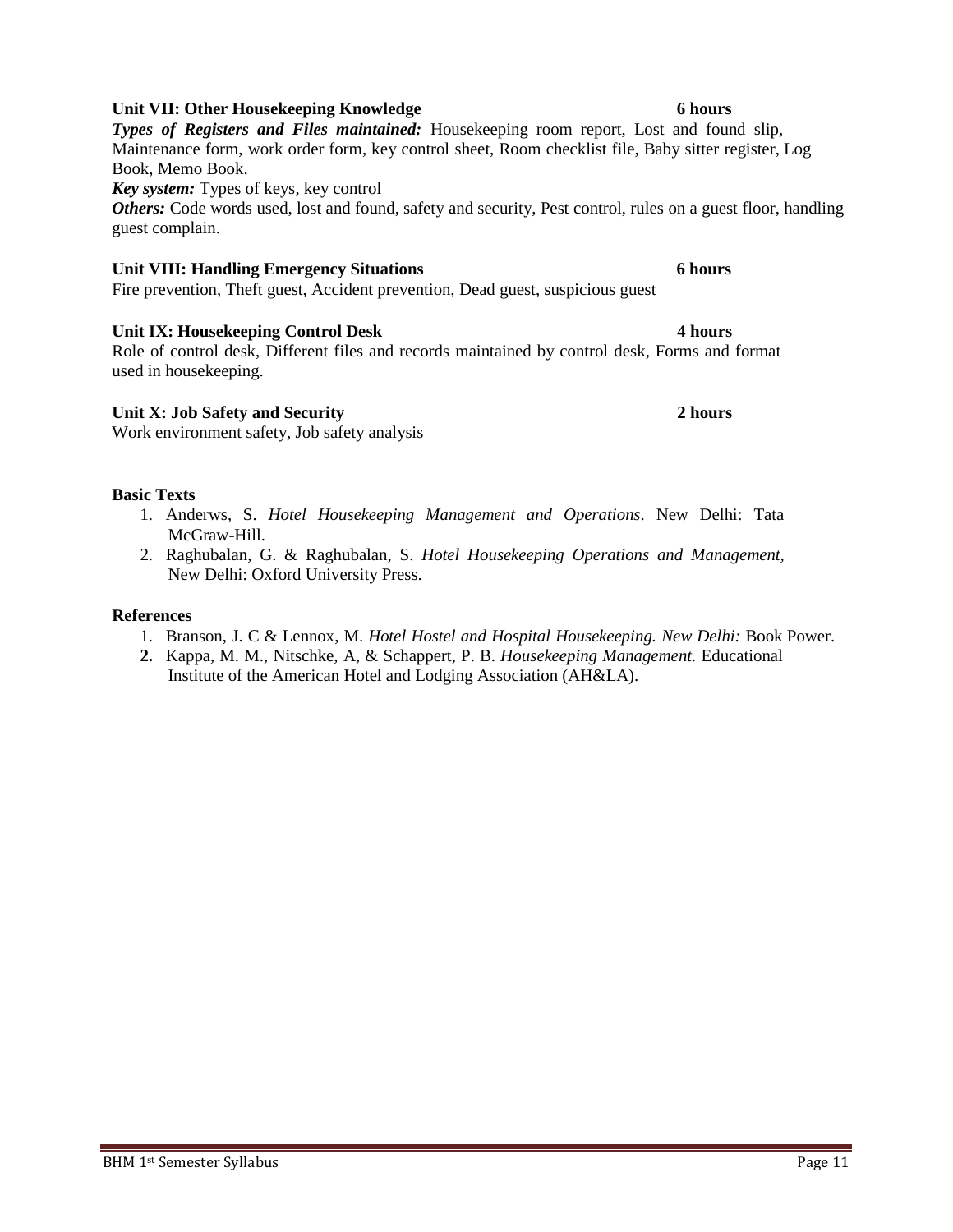**Unit VII: Other Housekeeping Knowledge** **6 hours**

***Types of Registers and Files maintained:*** Housekeeping room report, Lost and found slip, Maintenance form, work order form, key control sheet, Room checklist file, Baby sitter register, Log Book, Memo Book.

***Key system:*** Types of keys, key control

***Others:*** Code words used, lost and found, safety and security, Pest control, rules on a guest floor, handling guest complain.

**Unit VIII: Handling Emergency Situations** **6 hours**

Fire prevention, Theft guest, Accident prevention, Dead guest, suspicious guest

**Unit IX: Housekeeping Control Desk** **4 hours**

Role of control desk, Different files and records maintained by control desk, Forms and format used in housekeeping.

**Unit X: Job Safety and Security** **2 hours**

Work environment safety, Job safety analysis

**Basic Texts**

1. Anderws, S. *Hotel Housekeeping Management and Operations*. New Delhi: Tata McGraw-Hill.
2. Raghubalan, G. & Raghubalan, S. *Hotel Housekeeping Operations and Management*, New Delhi: Oxford University Press.

**References**

1. Branson, J. C & Lennox, M. *Hotel Hostel and Hospital Housekeeping. New Delhi:* Book Power.
2. Kappa, M. M., Nitschke, A, & Schappert, P. B. *Housekeeping Management.* Educational Institute of the American Hotel and Lodging Association (AH&LA).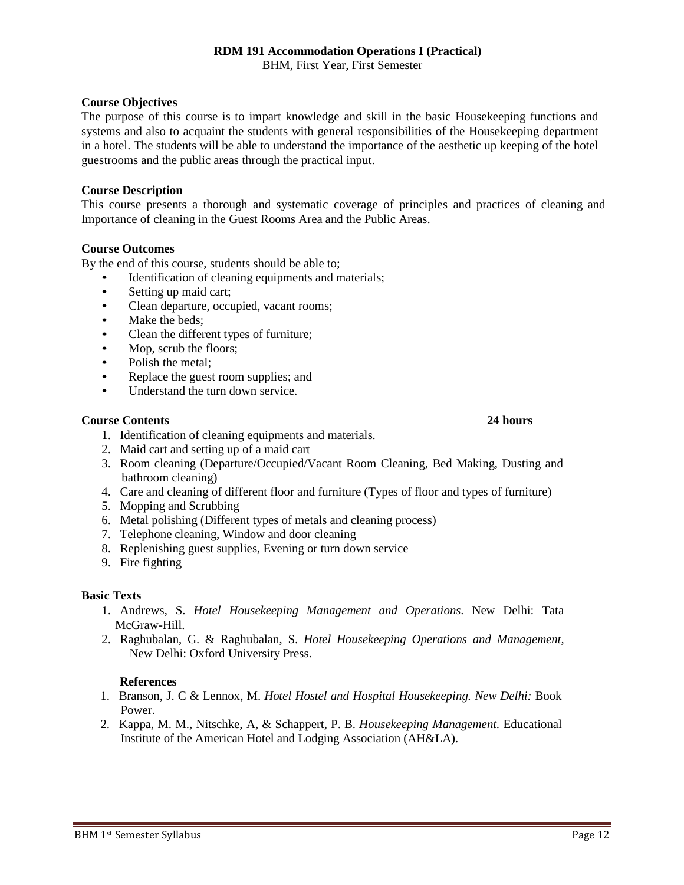# RDM 191 Accommodation Operations I (Practical)

BHM, First Year, First Semester

### Course Objectives

The purpose of this course is to impart knowledge and skill in the basic Housekeeping functions and systems and also to acquaint the students with general responsibilities of the Housekeeping department in a hotel. The students will be able to understand the importance of the aesthetic up keeping of the hotel guestrooms and the public areas through the practical input.

### Course Description

This course presents a thorough and systematic coverage of principles and practices of cleaning and Importance of cleaning in the Guest Rooms Area and the Public Areas.

### Course Outcomes

By the end of this course, students should be able to;

- Identification of cleaning equipments and materials;
- Setting up maid cart;
- Clean departure, occupied, vacant rooms;
- Make the beds;
- Clean the different types of furniture;
- Mop, scrub the floors;
- Polish the metal;
- Replace the guest room supplies; and
- Understand the turn down service.

### Course Contents — 24 hours

1. Identification of cleaning equipments and materials.
2. Maid cart and setting up of a maid cart
3. Room cleaning (Departure/Occupied/Vacant Room Cleaning, Bed Making, Dusting and bathroom cleaning)
4. Care and cleaning of different floor and furniture (Types of floor and types of furniture)
5. Mopping and Scrubbing
6. Metal polishing (Different types of metals and cleaning process)
7. Telephone cleaning, Window and door cleaning
8. Replenishing guest supplies, Evening or turn down service
9. Fire fighting

### Basic Texts

1. Andrews, S. *Hotel Housekeeping Management and Operations*. New Delhi: Tata McGraw-Hill.
2. Raghubalan, G. & Raghubalan, S. *Hotel Housekeeping Operations and Management,* New Delhi: Oxford University Press.

### References

1. Branson, J. C & Lennox, M. *Hotel Hostel and Hospital Housekeeping. New Delhi:* Book Power.
2. Kappa, M. M., Nitschke, A, & Schappert, P. B. *Housekeeping Management.* Educational Institute of the American Hotel and Lodging Association (AH&LA).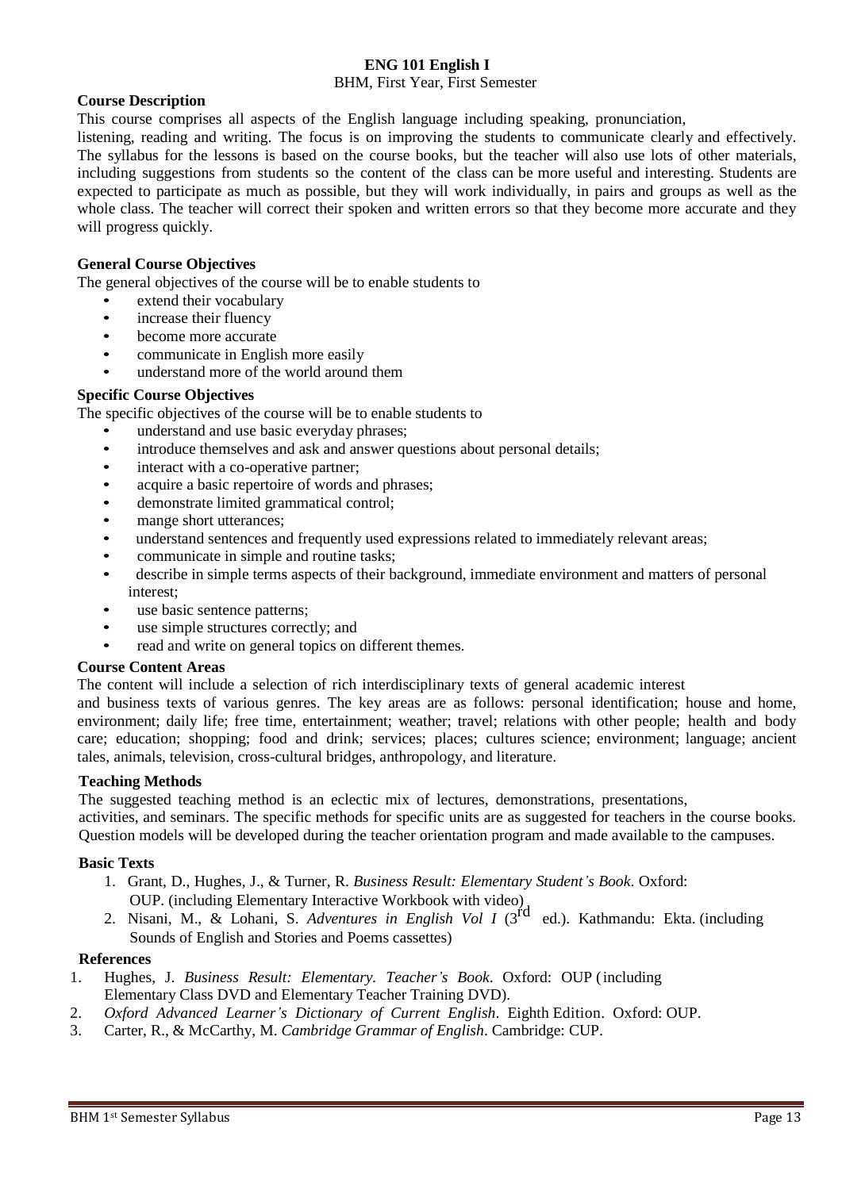# ENG 101 English I

BHM, First Year, First Semester

**Course Description**

This course comprises all aspects of the English language including speaking, pronunciation, listening, reading and writing. The focus is on improving the students to communicate clearly and effectively. The syllabus for the lessons is based on the course books, but the teacher will also use lots of other materials, including suggestions from students so the content of the class can be more useful and interesting. Students are expected to participate as much as possible, but they will work individually, in pairs and groups as well as the whole class. The teacher will correct their spoken and written errors so that they become more accurate and they will progress quickly.

**General Course Objectives**

The general objectives of the course will be to enable students to

- extend their vocabulary
- increase their fluency
- become more accurate
- communicate in English more easily
- understand more of the world around them

**Specific Course Objectives**

The specific objectives of the course will be to enable students to

- understand and use basic everyday phrases;
- introduce themselves and ask and answer questions about personal details;
- interact with a co-operative partner;
- acquire a basic repertoire of words and phrases;
- demonstrate limited grammatical control;
- mange short utterances;
- understand sentences and frequently used expressions related to immediately relevant areas;
- communicate in simple and routine tasks;
- describe in simple terms aspects of their background, immediate environment and matters of personal interest;
- use basic sentence patterns;
- use simple structures correctly; and
- read and write on general topics on different themes.

**Course Content Areas**

The content will include a selection of rich interdisciplinary texts of general academic interest and business texts of various genres. The key areas are as follows: personal identification; house and home, environment; daily life; free time, entertainment; weather; travel; relations with other people; health and body care; education; shopping; food and drink; services; places; cultures science; environment; language; ancient tales, animals, television, cross-cultural bridges, anthropology, and literature.

**Teaching Methods**

The suggested teaching method is an eclectic mix of lectures, demonstrations, presentations, activities, and seminars. The specific methods for specific units are as suggested for teachers in the course books. Question models will be developed during the teacher orientation program and made available to the campuses.

**Basic Texts**

1. Grant, D., Hughes, J., & Turner, R. *Business Result: Elementary Student's Book*. Oxford: OUP. (including Elementary Interactive Workbook with video)
2. Nisani, M., & Lohani, S. *Adventures in English Vol I* (3rd ed.). Kathmandu: Ekta. (including Sounds of English and Stories and Poems cassettes)

**References**

1. Hughes, J. *Business Result: Elementary. Teacher's Book*. Oxford: OUP (including Elementary Class DVD and Elementary Teacher Training DVD).
2. *Oxford Advanced Learner's Dictionary of Current English*. Eighth Edition. Oxford: OUP.
3. Carter, R., & McCarthy, M. *Cambridge Grammar of English*. Cambridge: CUP.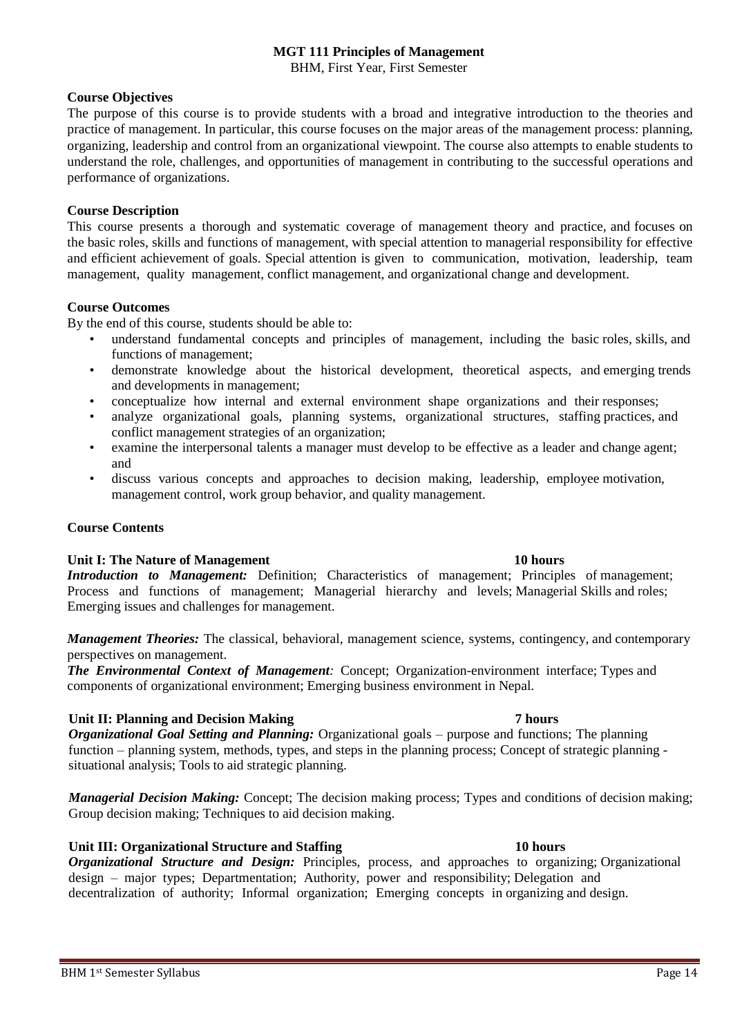# MGT 111 Principles of Management

BHM, First Year, First Semester

**Course Objectives**

The purpose of this course is to provide students with a broad and integrative introduction to the theories and practice of management. In particular, this course focuses on the major areas of the management process: planning, organizing, leadership and control from an organizational viewpoint. The course also attempts to enable students to understand the role, challenges, and opportunities of management in contributing to the successful operations and performance of organizations.

**Course Description**

This course presents a thorough and systematic coverage of management theory and practice, and focuses on the basic roles, skills and functions of management, with special attention to managerial responsibility for effective and efficient achievement of goals. Special attention is given to communication, motivation, leadership, team management, quality management, conflict management, and organizational change and development.

**Course Outcomes**

By the end of this course, students should be able to:

- understand fundamental concepts and principles of management, including the basic roles, skills, and functions of management;
- demonstrate knowledge about the historical development, theoretical aspects, and emerging trends and developments in management;
- conceptualize how internal and external environment shape organizations and their responses;
- analyze organizational goals, planning systems, organizational structures, staffing practices, and conflict management strategies of an organization;
- examine the interpersonal talents a manager must develop to be effective as a leader and change agent; and
- discuss various concepts and approaches to decision making, leadership, employee motivation, management control, work group behavior, and quality management.

**Course Contents**

**Unit I: The Nature of Management** **10 hours**

***Introduction to Management:*** Definition; Characteristics of management; Principles of management; Process and functions of management; Managerial hierarchy and levels; Managerial Skills and roles; Emerging issues and challenges for management.

***Management Theories:*** The classical, behavioral, management science, systems, contingency, and contemporary perspectives on management.

***The Environmental Context of Management:*** Concept; Organization-environment interface; Types and components of organizational environment; Emerging business environment in Nepal.

**Unit II: Planning and Decision Making** **7 hours**

***Organizational Goal Setting and Planning:*** Organizational goals – purpose and functions; The planning function – planning system, methods, types, and steps in the planning process; Concept of strategic planning - situational analysis; Tools to aid strategic planning.

***Managerial Decision Making:*** Concept; The decision making process; Types and conditions of decision making; Group decision making; Techniques to aid decision making.

**Unit III: Organizational Structure and Staffing** **10 hours**

***Organizational Structure and Design:*** Principles, process, and approaches to organizing; Organizational design – major types; Departmentation; Authority, power and responsibility; Delegation and decentralization of authority; Informal organization; Emerging concepts in organizing and design.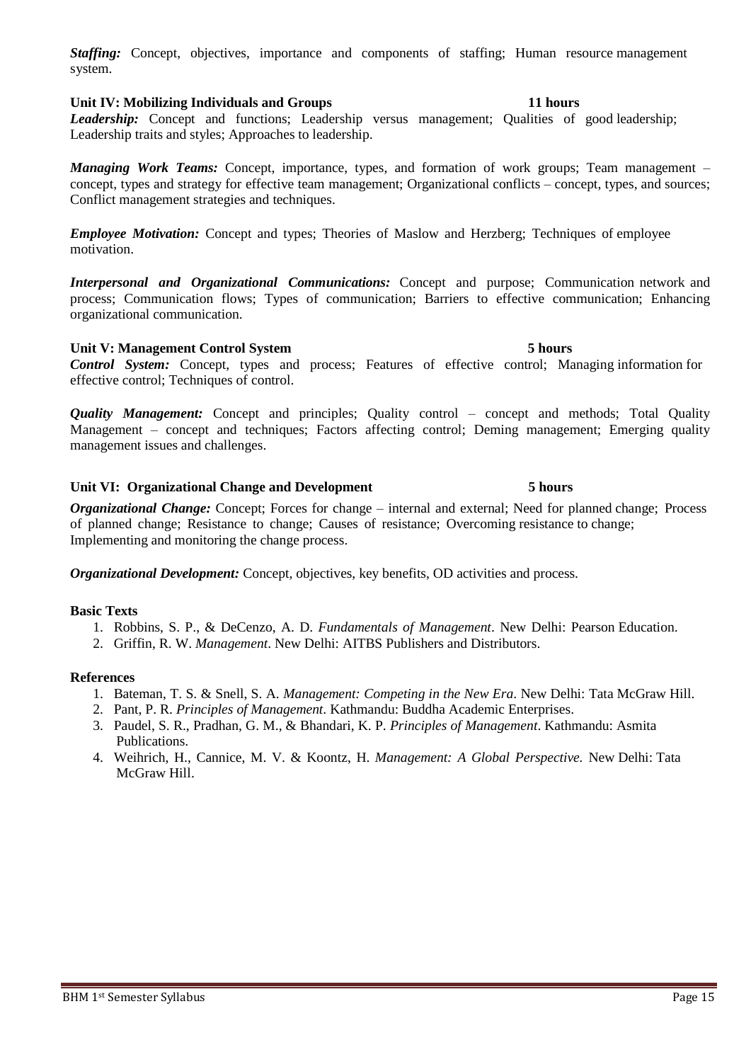***Staffing:*** Concept, objectives, importance and components of staffing; Human resource management system.

**Unit IV: Mobilizing Individuals and Groups 11 hours**

***Leadership:*** Concept and functions; Leadership versus management; Qualities of good leadership; Leadership traits and styles; Approaches to leadership.

***Managing Work Teams:*** Concept, importance, types, and formation of work groups; Team management – concept, types and strategy for effective team management; Organizational conflicts – concept, types, and sources; Conflict management strategies and techniques.

***Employee Motivation:*** Concept and types; Theories of Maslow and Herzberg; Techniques of employee motivation.

***Interpersonal and Organizational Communications:*** Concept and purpose; Communication network and process; Communication flows; Types of communication; Barriers to effective communication; Enhancing organizational communication.

**Unit V: Management Control System 5 hours**

***Control System:*** Concept, types and process; Features of effective control; Managing information for effective control; Techniques of control.

***Quality Management:*** Concept and principles; Quality control – concept and methods; Total Quality Management – concept and techniques; Factors affecting control; Deming management; Emerging quality management issues and challenges.

**Unit VI: Organizational Change and Development 5 hours**

***Organizational Change:*** Concept; Forces for change – internal and external; Need for planned change; Process of planned change; Resistance to change; Causes of resistance; Overcoming resistance to change; Implementing and monitoring the change process.

***Organizational Development:*** Concept, objectives, key benefits, OD activities and process.

**Basic Texts**

1. Robbins, S. P., & DeCenzo, A. D. *Fundamentals of Management*. New Delhi: Pearson Education.
2. Griffin, R. W. *Management*. New Delhi: AITBS Publishers and Distributors.

**References**

1. Bateman, T. S. & Snell, S. A. *Management: Competing in the New Era*. New Delhi: Tata McGraw Hill.
2. Pant, P. R. *Principles of Management*. Kathmandu: Buddha Academic Enterprises.
3. Paudel, S. R., Pradhan, G. M., & Bhandari, K. P. *Principles of Management*. Kathmandu: Asmita Publications.
4. Weihrich, H., Cannice, M. V. & Koontz, H. *Management: A Global Perspective.* New Delhi: Tata McGraw Hill.